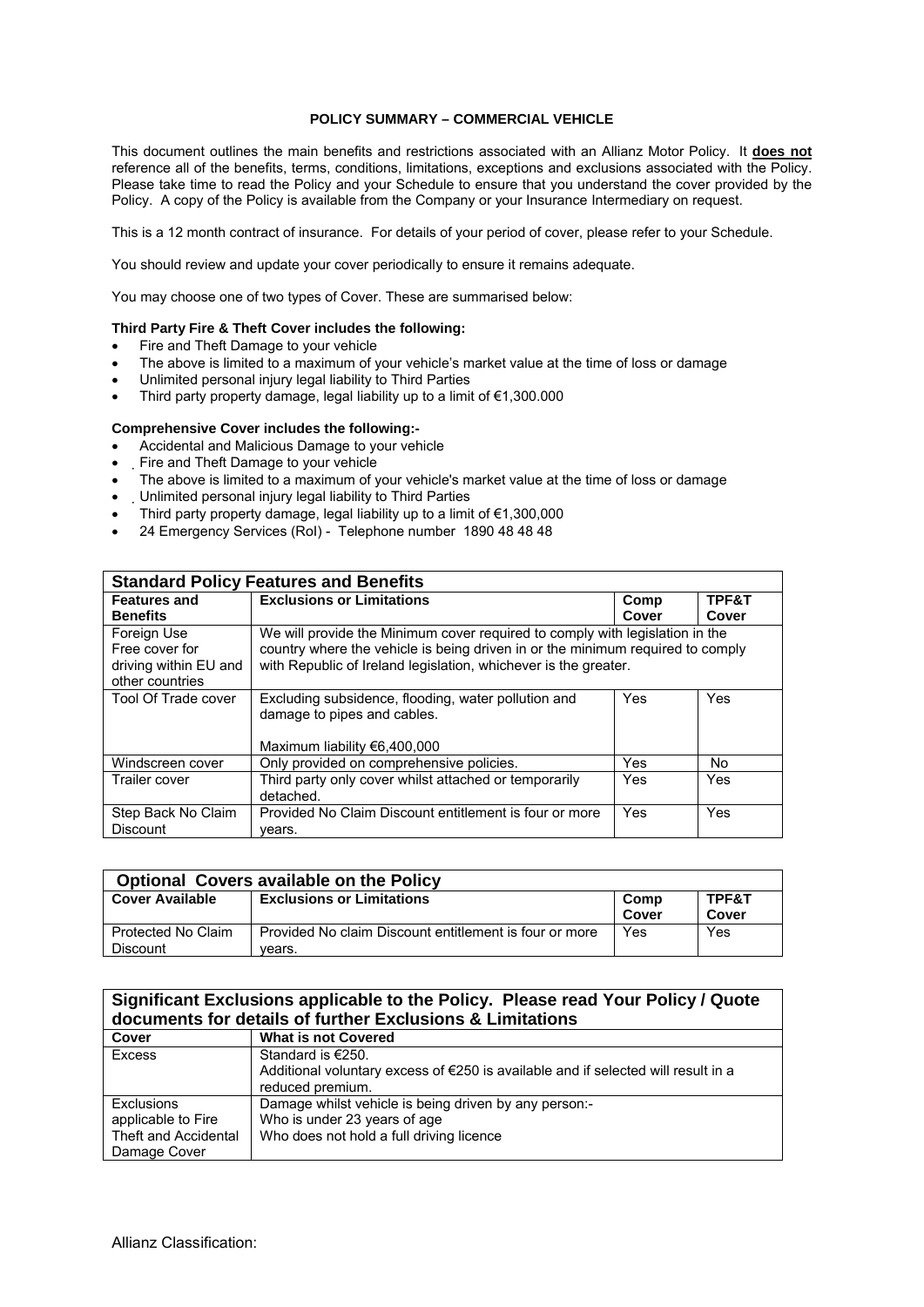# POLICY SUMMARY – COMMERCIAL VEHICLE

This document outlines the main benefits and restrictions associated with an Allianz Motor Policy. It **does not** reference all of the benefits, terms, conditions, limitations, exceptions and exclusions associated with the Policy. Please take time to read the Policy and your Schedule to ensure that you understand the cover provided by the Policy. A copy of the Policy is available from the Company or your Insurance Intermediary on request.

This is a 12 month contract of insurance. For details of your period of cover, please refer to your Schedule.

You should review and update your cover periodically to ensure it remains adequate.

You may choose one of two types of Cover. These are summarised below:

**Third Party Fire & Theft Cover includes the following:**

- Fire and Theft Damage to your vehicle
- The above is limited to a maximum of your vehicle's market value at the time of loss or damage
- Unlimited personal injury legal liability to Third Parties
- Third party property damage, legal liability up to a limit of €1,300.000

**Comprehensive Cover includes the following:-**

- Accidental and Malicious Damage to your vehicle
- Fire and Theft Damage to your vehicle
- The above is limited to a maximum of your vehicle's market value at the time of loss or damage
- Unlimited personal injury legal liability to Third Parties
- Third party property damage, legal liability up to a limit of €1,300,000
- 24 Emergency Services (RoI) - Telephone number 1890 48 48 48

| **Standard Policy Features and Benefits** | | | |
|---|---|---|---|
| **Features and Benefits** | **Exclusions or Limitations** | **Comp Cover** | **TPF&T Cover** |
| Foreign Use Free cover for driving within EU and other countries | We will provide the Minimum cover required to comply with legislation in the country where the vehicle is being driven in or the minimum required to comply with Republic of Ireland legislation, whichever is the greater. | | |
| Tool Of Trade cover | Excluding subsidence, flooding, water pollution and damage to pipes and cables. Maximum liability €6,400,000 | Yes | Yes |
| Windscreen cover | Only provided on comprehensive policies. | Yes | No |
| Trailer cover | Third party only cover whilst attached or temporarily detached. | Yes | Yes |
| Step Back No Claim Discount | Provided No Claim Discount entitlement is four or more years. | Yes | Yes |

| **Optional Covers available on the Policy** | | | |
|---|---|---|---|
| **Cover Available** | **Exclusions or Limitations** | **Comp Cover** | **TPF&T Cover** |
| Protected No Claim Discount | Provided No claim Discount entitlement is four or more years. | Yes | Yes |

| **Significant Exclusions applicable to the Policy. Please read Your Policy / Quote documents for details of further Exclusions & Limitations** | |
|---|---|
| **Cover** | **What is not Covered** |
| Excess | Standard is €250. Additional voluntary excess of €250 is available and if selected will result in a reduced premium. |
| Exclusions applicable to Fire Theft and Accidental Damage Cover | Damage whilst vehicle is being driven by any person:- Who is under 23 years of age Who does not hold a full driving licence |

Allianz Classification: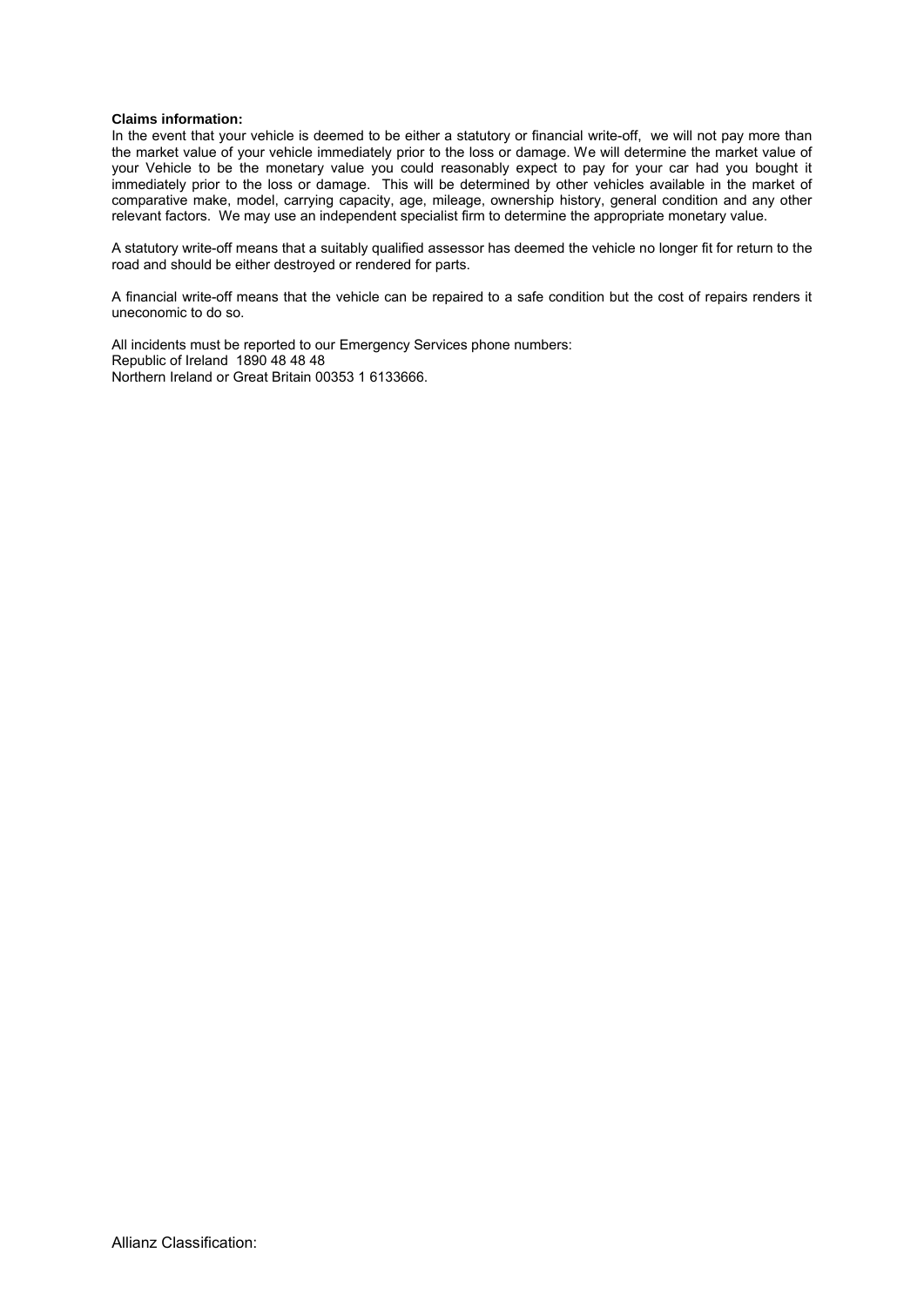**Claims information:**

In the event that your vehicle is deemed to be either a statutory or financial write-off, we will not pay more than the market value of your vehicle immediately prior to the loss or damage. We will determine the market value of your Vehicle to be the monetary value you could reasonably expect to pay for your car had you bought it immediately prior to the loss or damage. This will be determined by other vehicles available in the market of comparative make, model, carrying capacity, age, mileage, ownership history, general condition and any other relevant factors. We may use an independent specialist firm to determine the appropriate monetary value.

A statutory write-off means that a suitably qualified assessor has deemed the vehicle no longer fit for return to the road and should be either destroyed or rendered for parts.

A financial write-off means that the vehicle can be repaired to a safe condition but the cost of repairs renders it uneconomic to do so.

All incidents must be reported to our Emergency Services phone numbers:
Republic of Ireland 1890 48 48 48
Northern Ireland or Great Britain 00353 1 6133666.

Allianz Classification: